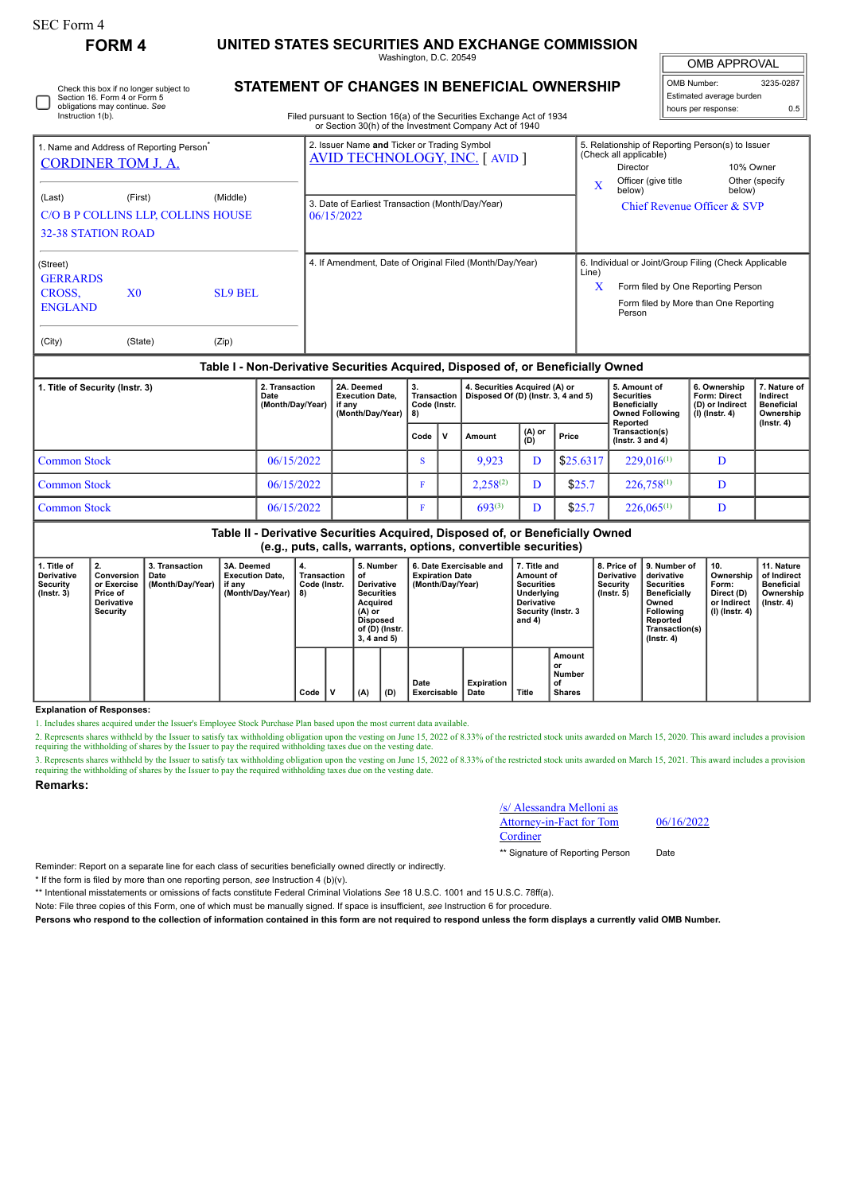SEC Form 4

# FORM 4

## UNITED STATES SECURITIES AND EXCHANGE COMMISSION

Washington, D.C. 20549

## STATEMENT OF CHANGES IN BENEFICIAL OWNERSHIP

Filed pursuant to Section 16(a) of the Securities Exchange Act of 1934 or Section 30(h) of the Investment Company Act of 1940

| OMB APPROVAL | |
|---|---|
| OMB Number: | 3235-0287 |
| Estimated average burden | |
| hours per response: | 0.5 |

☐ Check this box if no longer subject to Section 16. Form 4 or Form 5 obligations may continue. *See* Instruction 1(b).

**1. Name and Address of Reporting Person***

CORDINER TOM J. A.

(Last) (First) (Middle)

C/O B P COLLINS LLP, COLLINS HOUSE
32-38 STATION ROAD

(Street)

GERRARDS CROSS, ENGLAND X0 SL9 BEL

(City) (State) (Zip)

**2. Issuer Name and Ticker or Trading Symbol**

AVID TECHNOLOGY, INC. [ AVID ]

**3. Date of Earliest Transaction (Month/Day/Year)**

06/15/2022

**4. If Amendment, Date of Original Filed (Month/Day/Year)**

**5. Relationship of Reporting Person(s) to Issuer (Check all applicable)**

Director | 10% Owner
X Officer (give title below) | Other (specify below)

Chief Revenue Officer & SVP

**6. Individual or Joint/Group Filing (Check Applicable Line)**

X Form filed by One Reporting Person

Form filed by More than One Reporting Person

### Table I - Non-Derivative Securities Acquired, Disposed of, or Beneficially Owned

| 1. Title of Security (Instr. 3) | 2. Transaction Date (Month/Day/Year) | 2A. Deemed Execution Date, if any (Month/Day/Year) | 3. Transaction Code (Instr. 8) | | 4. Securities Acquired (A) or Disposed Of (D) (Instr. 3, 4 and 5) | | | 5. Amount of Securities Beneficially Owned Following Reported Transaction(s) (Instr. 3 and 4) | 6. Ownership Form: Direct (D) or Indirect (I) (Instr. 4) | 7. Nature of Indirect Beneficial Ownership (Instr. 4) |
|---|---|---|---|---|---|---|---|---|---|---|
| | | | Code | V | Amount | (A) or (D) | Price | | | |
| Common Stock | 06/15/2022 | | S | | 9,923 | D | $25.6317 | 229,016[1] | D | |
| Common Stock | 06/15/2022 | | F | | 2,258[2] | D | $25.7 | 226,758[1] | D | |
| Common Stock | 06/15/2022 | | F | | 693[3] | D | $25.7 | 226,065[1] | D | |

### Table II - Derivative Securities Acquired, Disposed of, or Beneficially Owned (e.g., puts, calls, warrants, options, convertible securities)

| 1. Title of Derivative Security (Instr. 3) | 2. Conversion or Exercise Price of Derivative Security | 3. Transaction Date (Month/Day/Year) | 3A. Deemed Execution Date, if any (Month/Day/Year) | 4. Transaction Code (Instr. 8) | | 5. Number of Derivative Securities Acquired (A) or Disposed of (D) (Instr. 3, 4 and 5) | | 6. Date Exercisable and Expiration Date (Month/Day/Year) | | 7. Title and Amount of Securities Underlying Derivative Security (Instr. 3 and 4) | | 8. Price of Derivative Security (Instr. 5) | 9. Number of derivative Securities Beneficially Owned Following Reported Transaction(s) (Instr. 4) | 10. Ownership Form: Direct (D) or Indirect (I) (Instr. 4) | 11. Nature of Indirect Beneficial Ownership (Instr. 4) |
|---|---|---|---|---|---|---|---|---|---|---|---|---|---|---|---|
| | | | | Code | V | (A) | (D) | Date Exercisable | Expiration Date | Title | Amount or Number of Shares | | | | |

**Explanation of Responses:**

1. Includes shares acquired under the Issuer's Employee Stock Purchase Plan based upon the most current data available.

2. Represents shares withheld by the Issuer to satisfy tax withholding obligation upon the vesting on June 15, 2022 of 8.33% of the restricted stock units awarded on March 15, 2020. This award includes a provision requiring the withholding of shares by the Issuer to pay the required withholding taxes due on the vesting date.

3. Represents shares withheld by the Issuer to satisfy tax withholding obligation upon the vesting on June 15, 2022 of 8.33% of the restricted stock units awarded on March 15, 2021. This award includes a provision requiring the withholding of shares by the Issuer to pay the required withholding taxes due on the vesting date.

**Remarks:**

/s/ Alessandra Melloni as Attorney-in-Fact for Tom Cordiner | 06/16/2022

** Signature of Reporting Person | Date

Reminder: Report on a separate line for each class of securities beneficially owned directly or indirectly.

* If the form is filed by more than one reporting person, *see* Instruction 4 (b)(v).

** Intentional misstatements or omissions of facts constitute Federal Criminal Violations *See* 18 U.S.C. 1001 and 15 U.S.C. 78ff(a).

Note: File three copies of this Form, one of which must be manually signed. If space is insufficient, *see* Instruction 6 for procedure.

**Persons who respond to the collection of information contained in this form are not required to respond unless the form displays a currently valid OMB Number.**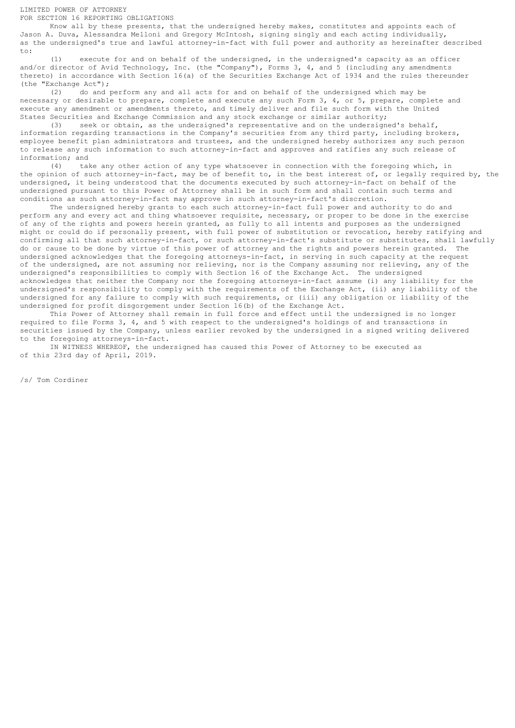LIMITED POWER OF ATTORNEY
FOR SECTION 16 REPORTING OBLIGATIONS

Know all by these presents, that the undersigned hereby makes, constitutes and appoints each of Jason A. Duva, Alessandra Melloni and Gregory McIntosh, signing singly and each acting individually, as the undersigned's true and lawful attorney-in-fact with full power and authority as hereinafter described to:

(1) execute for and on behalf of the undersigned, in the undersigned's capacity as an officer and/or director of Avid Technology, Inc. (the "Company"), Forms 3, 4, and 5 (including any amendments thereto) in accordance with Section 16(a) of the Securities Exchange Act of 1934 and the rules thereunder (the "Exchange Act");

(2) do and perform any and all acts for and on behalf of the undersigned which may be necessary or desirable to prepare, complete and execute any such Form 3, 4, or 5, prepare, complete and execute any amendment or amendments thereto, and timely deliver and file such form with the United States Securities and Exchange Commission and any stock exchange or similar authority;

(3) seek or obtain, as the undersigned's representative and on the undersigned's behalf, information regarding transactions in the Company's securities from any third party, including brokers, employee benefit plan administrators and trustees, and the undersigned hereby authorizes any such person to release any such information to such attorney-in-fact and approves and ratifies any such release of information; and

(4) take any other action of any type whatsoever in connection with the foregoing which, in the opinion of such attorney-in-fact, may be of benefit to, in the best interest of, or legally required by, the undersigned, it being understood that the documents executed by such attorney-in-fact on behalf of the undersigned pursuant to this Power of Attorney shall be in such form and shall contain such terms and conditions as such attorney-in-fact may approve in such attorney-in-fact's discretion.

The undersigned hereby grants to each such attorney-in-fact full power and authority to do and perform any and every act and thing whatsoever requisite, necessary, or proper to be done in the exercise of any of the rights and powers herein granted, as fully to all intents and purposes as the undersigned might or could do if personally present, with full power of substitution or revocation, hereby ratifying and confirming all that such attorney-in-fact, or such attorney-in-fact's substitute or substitutes, shall lawfully do or cause to be done by virtue of this power of attorney and the rights and powers herein granted. The undersigned acknowledges that the foregoing attorneys-in-fact, in serving in such capacity at the request of the undersigned, are not assuming nor relieving, nor is the Company assuming nor relieving, any of the undersigned's responsibilities to comply with Section 16 of the Exchange Act. The undersigned acknowledges that neither the Company nor the foregoing attorneys-in-fact assume (i) any liability for the undersigned's responsibility to comply with the requirements of the Exchange Act, (ii) any liability of the undersigned for any failure to comply with such requirements, or (iii) any obligation or liability of the undersigned for profit disgorgement under Section 16(b) of the Exchange Act.

This Power of Attorney shall remain in full force and effect until the undersigned is no longer required to file Forms 3, 4, and 5 with respect to the undersigned's holdings of and transactions in securities issued by the Company, unless earlier revoked by the undersigned in a signed writing delivered to the foregoing attorneys-in-fact.

IN WITNESS WHEREOF, the undersigned has caused this Power of Attorney to be executed as of this 23rd day of April, 2019.

/s/ Tom Cordiner